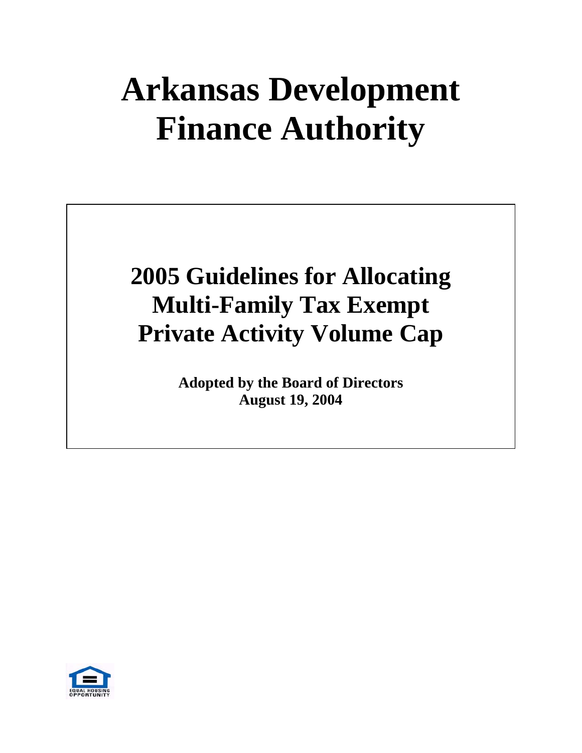# Arkansas Development Finance Authority

## 2005 Guidelines for Allocating Multi-Family Tax Exempt Private Activity Volume Cap

**Adopted by the Board of Directors**
**August 19, 2004**

EQUAL HOUSING OPPORTUNITY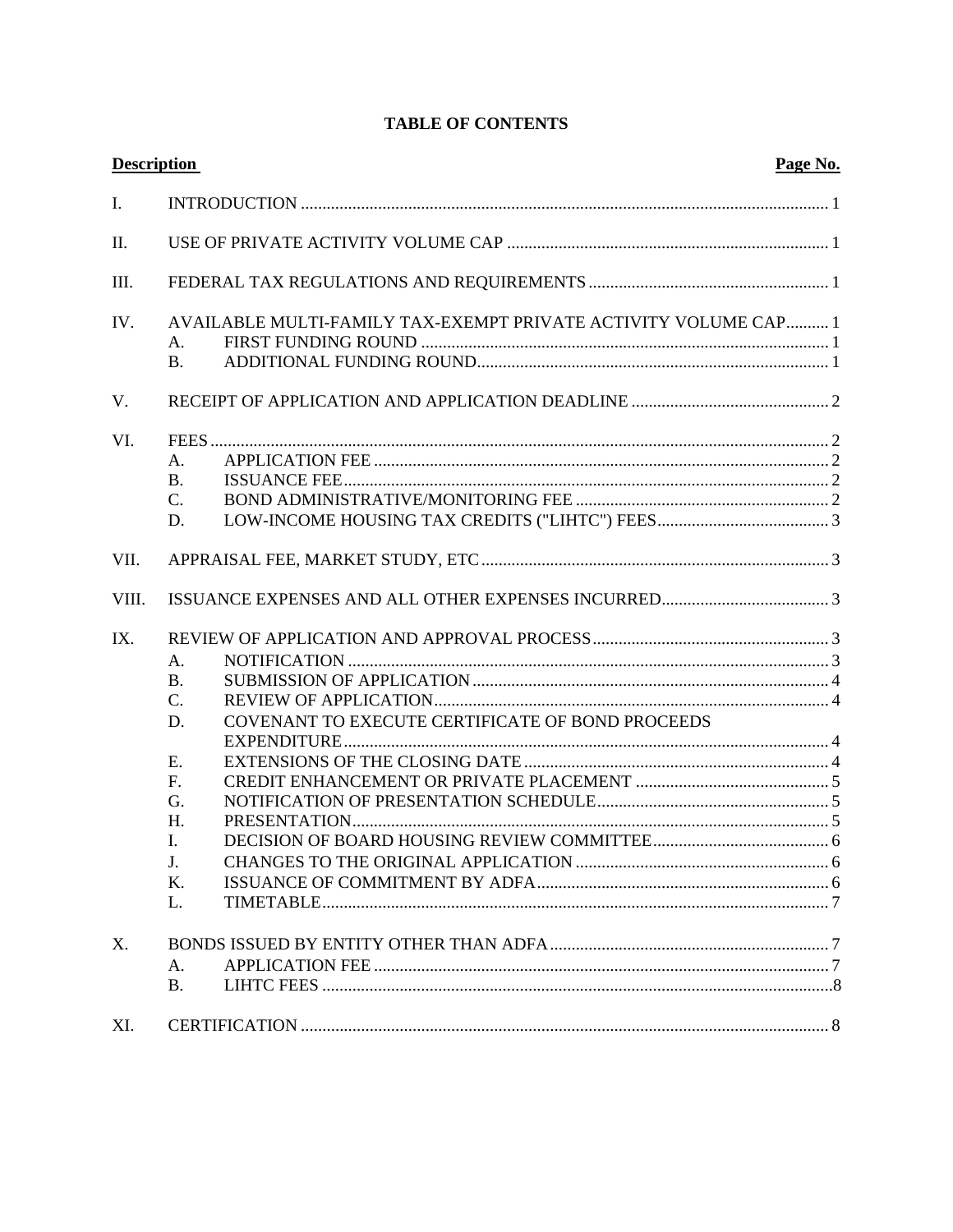# TABLE OF CONTENTS

| Description | | Page No. |
|---|---|---|
| I. | INTRODUCTION | 1 |
| II. | USE OF PRIVATE ACTIVITY VOLUME CAP | 1 |
| III. | FEDERAL TAX REGULATIONS AND REQUIREMENTS | 1 |
| IV. | AVAILABLE MULTI-FAMILY TAX-EXEMPT PRIVATE ACTIVITY VOLUME CAP | 1 |
| | A. FIRST FUNDING ROUND | 1 |
| | B. ADDITIONAL FUNDING ROUND | 1 |
| V. | RECEIPT OF APPLICATION AND APPLICATION DEADLINE | 2 |
| VI. | FEES | 2 |
| | A. APPLICATION FEE | 2 |
| | B. ISSUANCE FEE | 2 |
| | C. BOND ADMINISTRATIVE/MONITORING FEE | 2 |
| | D. LOW-INCOME HOUSING TAX CREDITS ("LIHTC") FEES | 3 |
| VII. | APPRAISAL FEE, MARKET STUDY, ETC | 3 |
| VIII. | ISSUANCE EXPENSES AND ALL OTHER EXPENSES INCURRED | 3 |
| IX. | REVIEW OF APPLICATION AND APPROVAL PROCESS | 3 |
| | A. NOTIFICATION | 3 |
| | B. SUBMISSION OF APPLICATION | 4 |
| | C. REVIEW OF APPLICATION | 4 |
| | D. COVENANT TO EXECUTE CERTIFICATE OF BOND PROCEEDS EXPENDITURE | 4 |
| | E. EXTENSIONS OF THE CLOSING DATE | 4 |
| | F. CREDIT ENHANCEMENT OR PRIVATE PLACEMENT | 5 |
| | G. NOTIFICATION OF PRESENTATION SCHEDULE | 5 |
| | H. PRESENTATION | 5 |
| | I. DECISION OF BOARD HOUSING REVIEW COMMITTEE | 6 |
| | J. CHANGES TO THE ORIGINAL APPLICATION | 6 |
| | K. ISSUANCE OF COMMITMENT BY ADFA | 6 |
| | L. TIMETABLE | 7 |
| X. | BONDS ISSUED BY ENTITY OTHER THAN ADFA | 7 |
| | A. APPLICATION FEE | 7 |
| | B. LIHTC FEES | 8 |
| XI. | CERTIFICATION | 8 |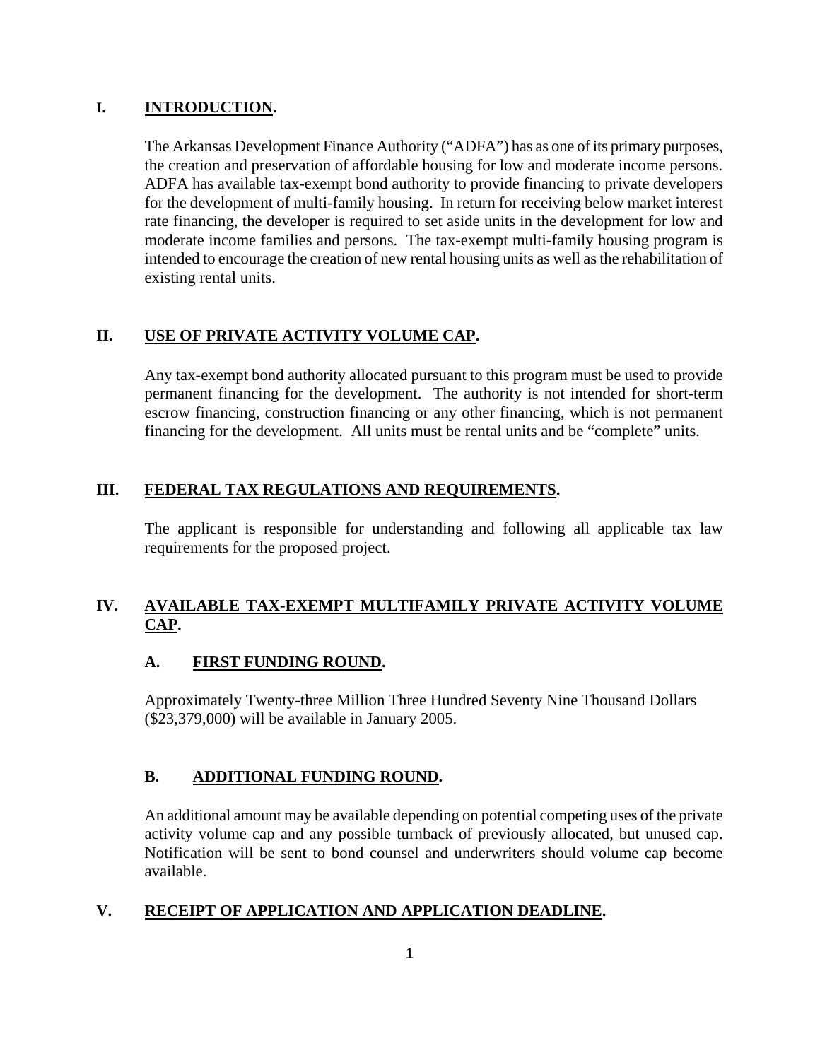## I. INTRODUCTION.

The Arkansas Development Finance Authority ("ADFA") has as one of its primary purposes, the creation and preservation of affordable housing for low and moderate income persons. ADFA has available tax-exempt bond authority to provide financing to private developers for the development of multi-family housing. In return for receiving below market interest rate financing, the developer is required to set aside units in the development for low and moderate income families and persons. The tax-exempt multi-family housing program is intended to encourage the creation of new rental housing units as well as the rehabilitation of existing rental units.

## II. USE OF PRIVATE ACTIVITY VOLUME CAP.

Any tax-exempt bond authority allocated pursuant to this program must be used to provide permanent financing for the development. The authority is not intended for short-term escrow financing, construction financing or any other financing, which is not permanent financing for the development. All units must be rental units and be "complete" units.

## III. FEDERAL TAX REGULATIONS AND REQUIREMENTS.

The applicant is responsible for understanding and following all applicable tax law requirements for the proposed project.

## IV. AVAILABLE TAX-EXEMPT MULTIFAMILY PRIVATE ACTIVITY VOLUME CAP.

### A. FIRST FUNDING ROUND.

Approximately Twenty-three Million Three Hundred Seventy Nine Thousand Dollars ($23,379,000) will be available in January 2005.

### B. ADDITIONAL FUNDING ROUND.

An additional amount may be available depending on potential competing uses of the private activity volume cap and any possible turnback of previously allocated, but unused cap. Notification will be sent to bond counsel and underwriters should volume cap become available.

## V. RECEIPT OF APPLICATION AND APPLICATION DEADLINE.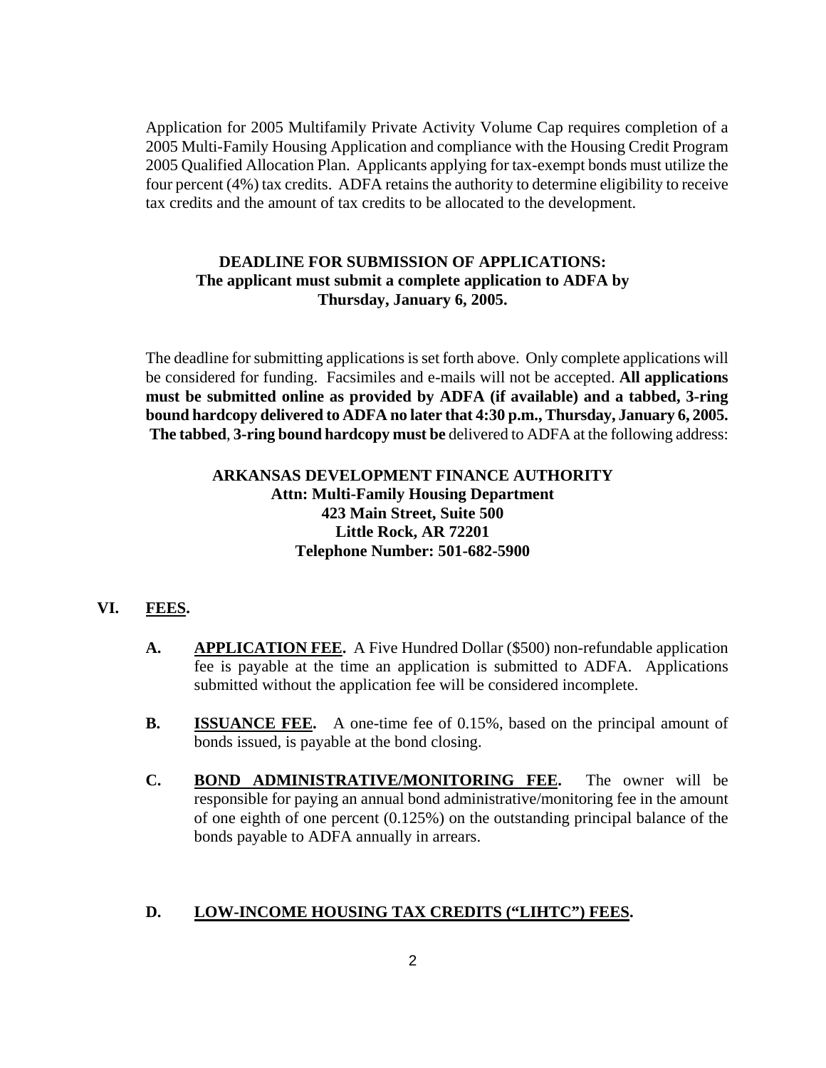Application for 2005 Multifamily Private Activity Volume Cap requires completion of a 2005 Multi-Family Housing Application and compliance with the Housing Credit Program 2005 Qualified Allocation Plan. Applicants applying for tax-exempt bonds must utilize the four percent (4%) tax credits. ADFA retains the authority to determine eligibility to receive tax credits and the amount of tax credits to be allocated to the development.

**DEADLINE FOR SUBMISSION OF APPLICATIONS:**
**The applicant must submit a complete application to ADFA by Thursday, January 6, 2005.**

The deadline for submitting applications is set forth above. Only complete applications will be considered for funding. Facsimiles and e-mails will not be accepted. **All applications must be submitted online as provided by ADFA (if available) and a tabbed, 3-ring bound hardcopy delivered to ADFA no later that 4:30 p.m., Thursday, January 6, 2005. The tabbed**, **3-ring bound hardcopy must be** delivered to ADFA at the following address:

**ARKANSAS DEVELOPMENT FINANCE AUTHORITY**
**Attn: Multi-Family Housing Department**
**423 Main Street, Suite 500**
**Little Rock, AR 72201**
**Telephone Number: 501-682-5900**

## VI. FEES.

**A. APPLICATION FEE.** A Five Hundred Dollar ($500) non-refundable application fee is payable at the time an application is submitted to ADFA. Applications submitted without the application fee will be considered incomplete.

**B. ISSUANCE FEE.** A one-time fee of 0.15%, based on the principal amount of bonds issued, is payable at the bond closing.

**C. BOND ADMINISTRATIVE/MONITORING FEE.** The owner will be responsible for paying an annual bond administrative/monitoring fee in the amount of one eighth of one percent (0.125%) on the outstanding principal balance of the bonds payable to ADFA annually in arrears.

**D. LOW-INCOME HOUSING TAX CREDITS ("LIHTC") FEES.**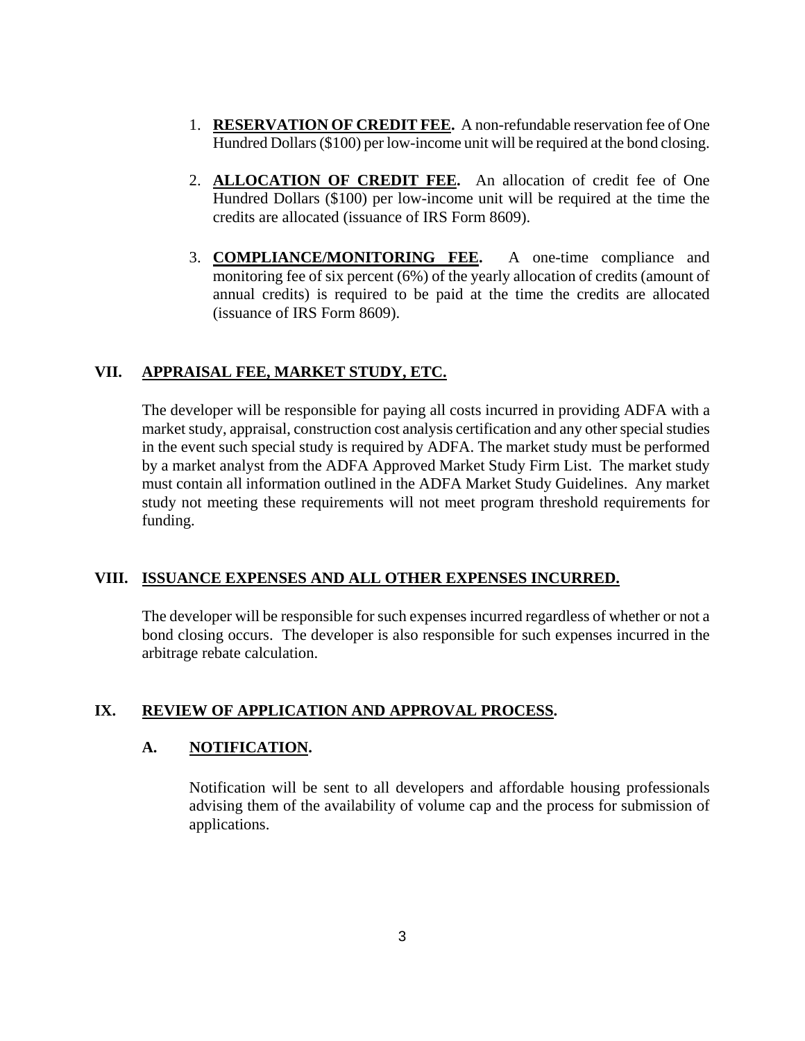1. **RESERVATION OF CREDIT FEE.** A non-refundable reservation fee of One Hundred Dollars ($100) per low-income unit will be required at the bond closing.

2. **ALLOCATION OF CREDIT FEE.** An allocation of credit fee of One Hundred Dollars ($100) per low-income unit will be required at the time the credits are allocated (issuance of IRS Form 8609).

3. **COMPLIANCE/MONITORING FEE.** A one-time compliance and monitoring fee of six percent (6%) of the yearly allocation of credits (amount of annual credits) is required to be paid at the time the credits are allocated (issuance of IRS Form 8609).

## VII. APPRAISAL FEE, MARKET STUDY, ETC.

The developer will be responsible for paying all costs incurred in providing ADFA with a market study, appraisal, construction cost analysis certification and any other special studies in the event such special study is required by ADFA. The market study must be performed by a market analyst from the ADFA Approved Market Study Firm List. The market study must contain all information outlined in the ADFA Market Study Guidelines. Any market study not meeting these requirements will not meet program threshold requirements for funding.

## VIII. ISSUANCE EXPENSES AND ALL OTHER EXPENSES INCURRED.

The developer will be responsible for such expenses incurred regardless of whether or not a bond closing occurs. The developer is also responsible for such expenses incurred in the arbitrage rebate calculation.

## IX. REVIEW OF APPLICATION AND APPROVAL PROCESS.

### A. NOTIFICATION.

Notification will be sent to all developers and affordable housing professionals advising them of the availability of volume cap and the process for submission of applications.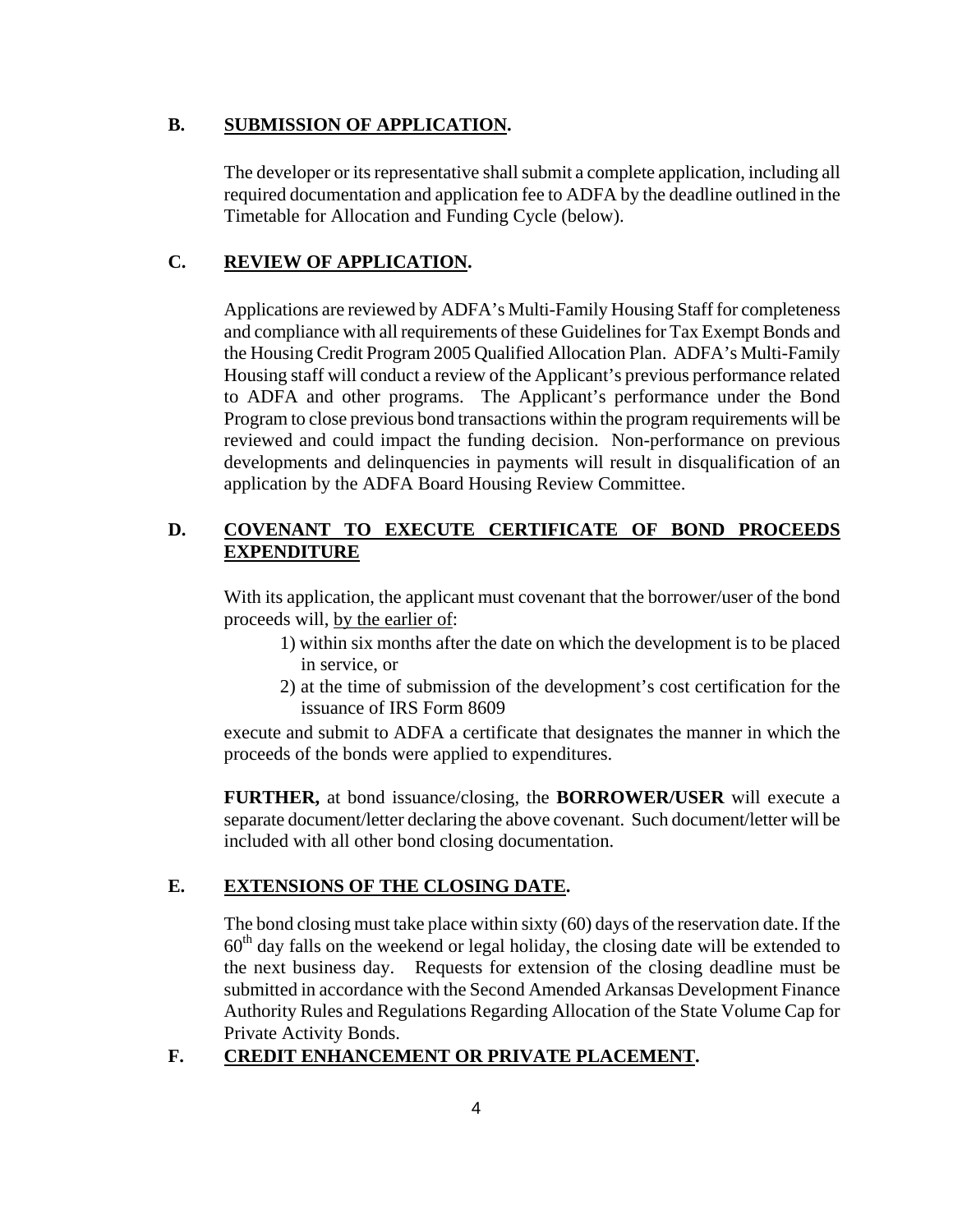## B. SUBMISSION OF APPLICATION.

The developer or its representative shall submit a complete application, including all required documentation and application fee to ADFA by the deadline outlined in the Timetable for Allocation and Funding Cycle (below).

## C. REVIEW OF APPLICATION.

Applications are reviewed by ADFA's Multi-Family Housing Staff for completeness and compliance with all requirements of these Guidelines for Tax Exempt Bonds and the Housing Credit Program 2005 Qualified Allocation Plan. ADFA's Multi-Family Housing staff will conduct a review of the Applicant's previous performance related to ADFA and other programs. The Applicant's performance under the Bond Program to close previous bond transactions within the program requirements will be reviewed and could impact the funding decision. Non-performance on previous developments and delinquencies in payments will result in disqualification of an application by the ADFA Board Housing Review Committee.

## D. COVENANT TO EXECUTE CERTIFICATE OF BOND PROCEEDS EXPENDITURE

With its application, the applicant must covenant that the borrower/user of the bond proceeds will, by the earlier of:

1) within six months after the date on which the development is to be placed in service, or
2) at the time of submission of the development's cost certification for the issuance of IRS Form 8609

execute and submit to ADFA a certificate that designates the manner in which the proceeds of the bonds were applied to expenditures.

**FURTHER,** at bond issuance/closing, the **BORROWER/USER** will execute a separate document/letter declaring the above covenant. Such document/letter will be included with all other bond closing documentation.

## E. EXTENSIONS OF THE CLOSING DATE.

The bond closing must take place within sixty (60) days of the reservation date. If the 60th day falls on the weekend or legal holiday, the closing date will be extended to the next business day. Requests for extension of the closing deadline must be submitted in accordance with the Second Amended Arkansas Development Finance Authority Rules and Regulations Regarding Allocation of the State Volume Cap for Private Activity Bonds.

## F. CREDIT ENHANCEMENT OR PRIVATE PLACEMENT.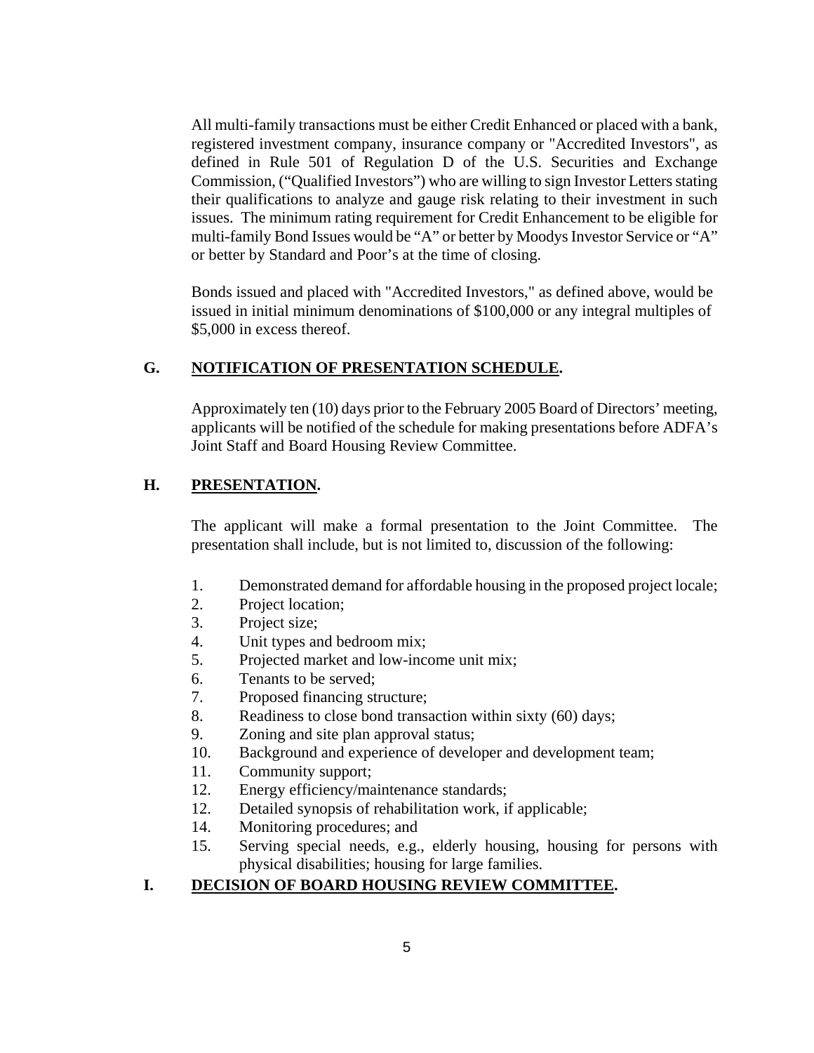All multi-family transactions must be either Credit Enhanced or placed with a bank, registered investment company, insurance company or "Accredited Investors", as defined in Rule 501 of Regulation D of the U.S. Securities and Exchange Commission, ("Qualified Investors") who are willing to sign Investor Letters stating their qualifications to analyze and gauge risk relating to their investment in such issues. The minimum rating requirement for Credit Enhancement to be eligible for multi-family Bond Issues would be "A" or better by Moodys Investor Service or "A" or better by Standard and Poor's at the time of closing.

Bonds issued and placed with "Accredited Investors," as defined above, would be issued in initial minimum denominations of $100,000 or any integral multiples of $5,000 in excess thereof.

**G. NOTIFICATION OF PRESENTATION SCHEDULE.**

Approximately ten (10) days prior to the February 2005 Board of Directors' meeting, applicants will be notified of the schedule for making presentations before ADFA's Joint Staff and Board Housing Review Committee.

**H. PRESENTATION.**

The applicant will make a formal presentation to the Joint Committee. The presentation shall include, but is not limited to, discussion of the following:

1. Demonstrated demand for affordable housing in the proposed project locale;
2. Project location;
3. Project size;
4. Unit types and bedroom mix;
5. Projected market and low-income unit mix;
6. Tenants to be served;
7. Proposed financing structure;
8. Readiness to close bond transaction within sixty (60) days;
9. Zoning and site plan approval status;
10. Background and experience of developer and development team;
11. Community support;
12. Energy efficiency/maintenance standards;
12. Detailed synopsis of rehabilitation work, if applicable;
14. Monitoring procedures; and
15. Serving special needs, e.g., elderly housing, housing for persons with physical disabilities; housing for large families.

**I. DECISION OF BOARD HOUSING REVIEW COMMITTEE.**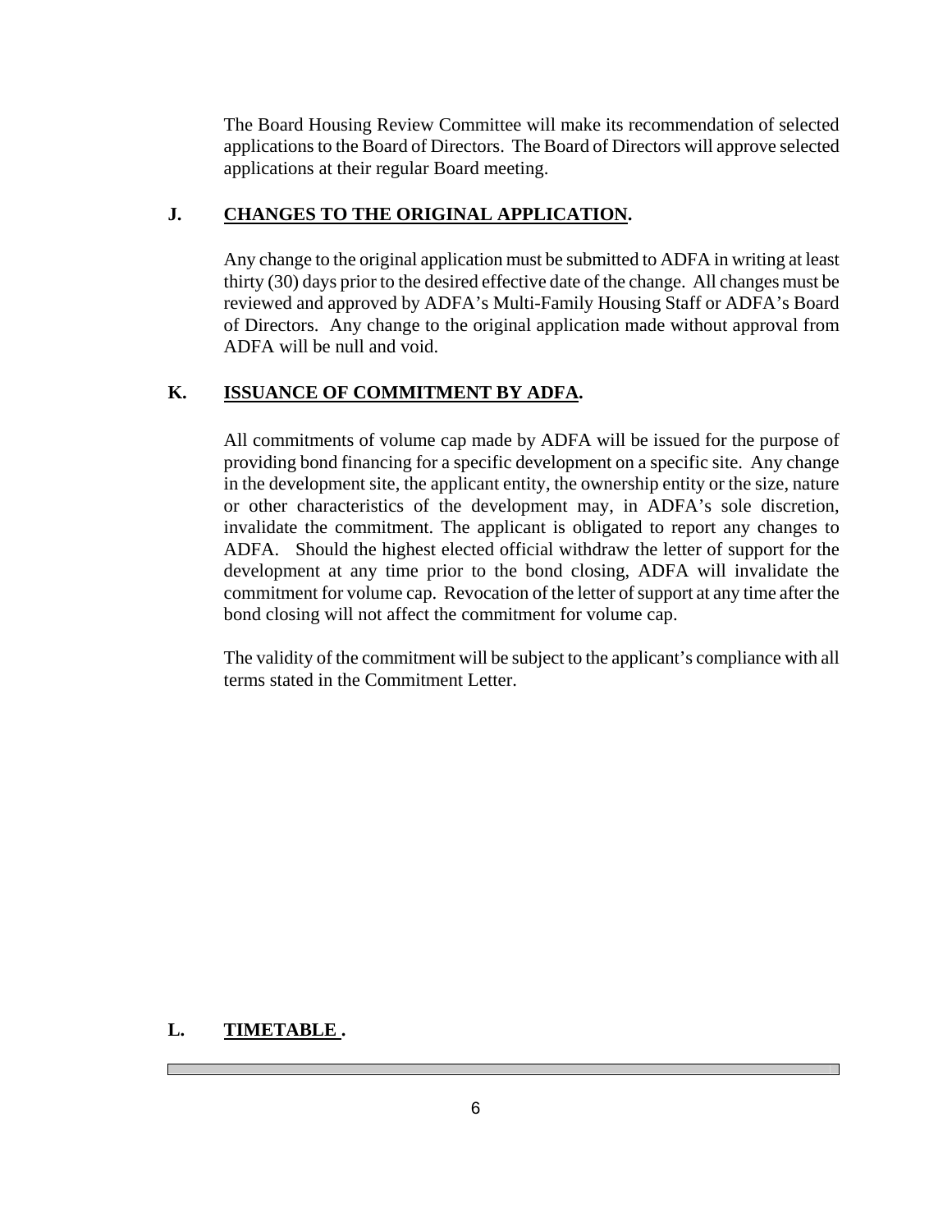The Board Housing Review Committee will make its recommendation of selected applications to the Board of Directors. The Board of Directors will approve selected applications at their regular Board meeting.

## J. **CHANGES TO THE ORIGINAL APPLICATION.**

Any change to the original application must be submitted to ADFA in writing at least thirty (30) days prior to the desired effective date of the change. All changes must be reviewed and approved by ADFA's Multi-Family Housing Staff or ADFA's Board of Directors. Any change to the original application made without approval from ADFA will be null and void.

## K. **ISSUANCE OF COMMITMENT BY ADFA.**

All commitments of volume cap made by ADFA will be issued for the purpose of providing bond financing for a specific development on a specific site. Any change in the development site, the applicant entity, the ownership entity or the size, nature or other characteristics of the development may, in ADFA's sole discretion, invalidate the commitment. The applicant is obligated to report any changes to ADFA. Should the highest elected official withdraw the letter of support for the development at any time prior to the bond closing, ADFA will invalidate the commitment for volume cap. Revocation of the letter of support at any time after the bond closing will not affect the commitment for volume cap.

The validity of the commitment will be subject to the applicant's compliance with all terms stated in the Commitment Letter.

## L. **TIMETABLE .**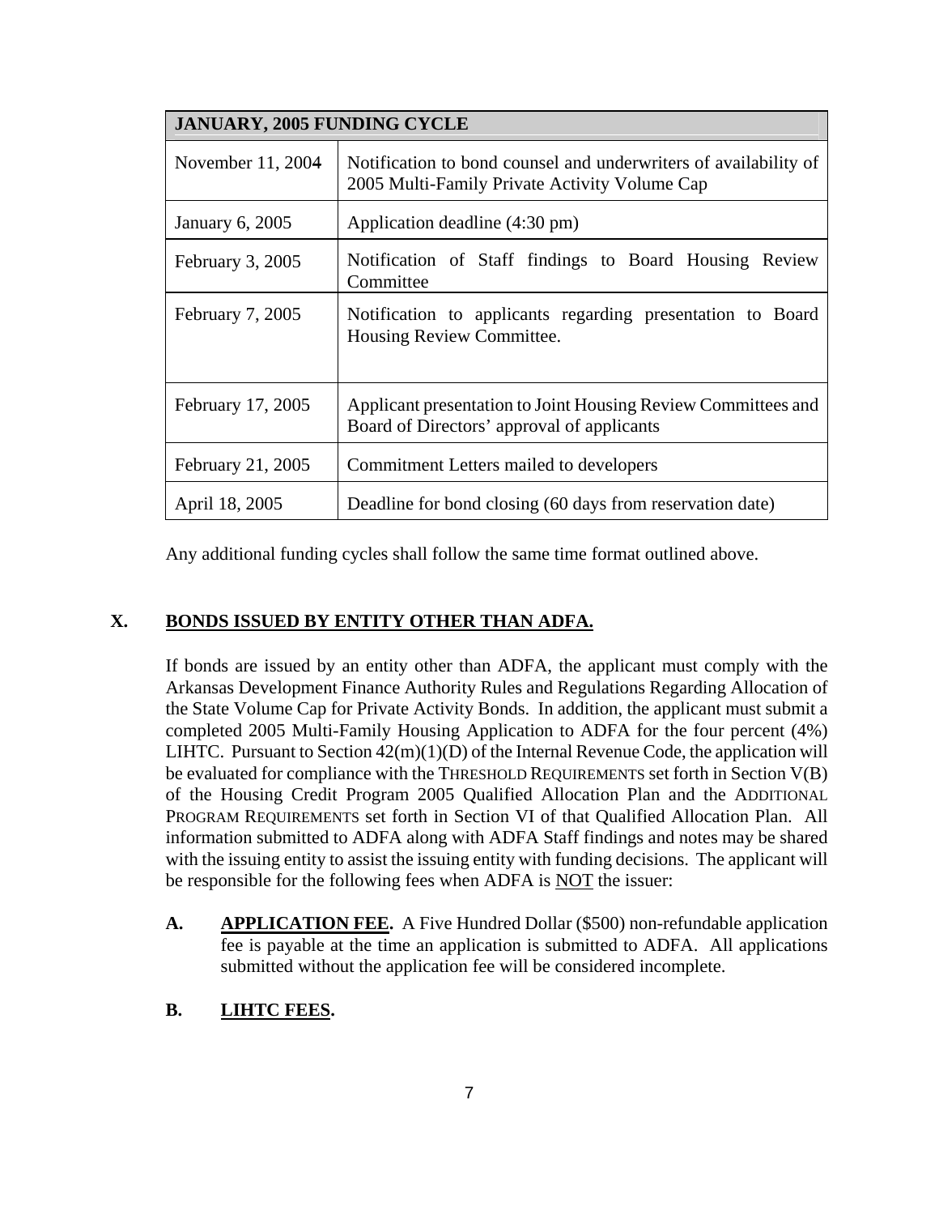| JANUARY, 2005 FUNDING CYCLE | |
|---|---|
| November 11, 2004 | Notification to bond counsel and underwriters of availability of 2005 Multi-Family Private Activity Volume Cap |
| January 6, 2005 | Application deadline (4:30 pm) |
| February 3, 2005 | Notification of Staff findings to Board Housing Review Committee |
| February 7, 2005 | Notification to applicants regarding presentation to Board Housing Review Committee. |
| February 17, 2005 | Applicant presentation to Joint Housing Review Committees and Board of Directors' approval of applicants |
| February 21, 2005 | Commitment Letters mailed to developers |
| April 18, 2005 | Deadline for bond closing (60 days from reservation date) |

Any additional funding cycles shall follow the same time format outlined above.

## X. BONDS ISSUED BY ENTITY OTHER THAN ADFA.

If bonds are issued by an entity other than ADFA, the applicant must comply with the Arkansas Development Finance Authority Rules and Regulations Regarding Allocation of the State Volume Cap for Private Activity Bonds. In addition, the applicant must submit a completed 2005 Multi-Family Housing Application to ADFA for the four percent (4%) LIHTC. Pursuant to Section 42(m)(1)(D) of the Internal Revenue Code, the application will be evaluated for compliance with the THRESHOLD REQUIREMENTS set forth in Section V(B) of the Housing Credit Program 2005 Qualified Allocation Plan and the ADDITIONAL PROGRAM REQUIREMENTS set forth in Section VI of that Qualified Allocation Plan. All information submitted to ADFA along with ADFA Staff findings and notes may be shared with the issuing entity to assist the issuing entity with funding decisions. The applicant will be responsible for the following fees when ADFA is NOT the issuer:

**A. APPLICATION FEE.** A Five Hundred Dollar ($500) non-refundable application fee is payable at the time an application is submitted to ADFA. All applications submitted without the application fee will be considered incomplete.

**B. LIHTC FEES.**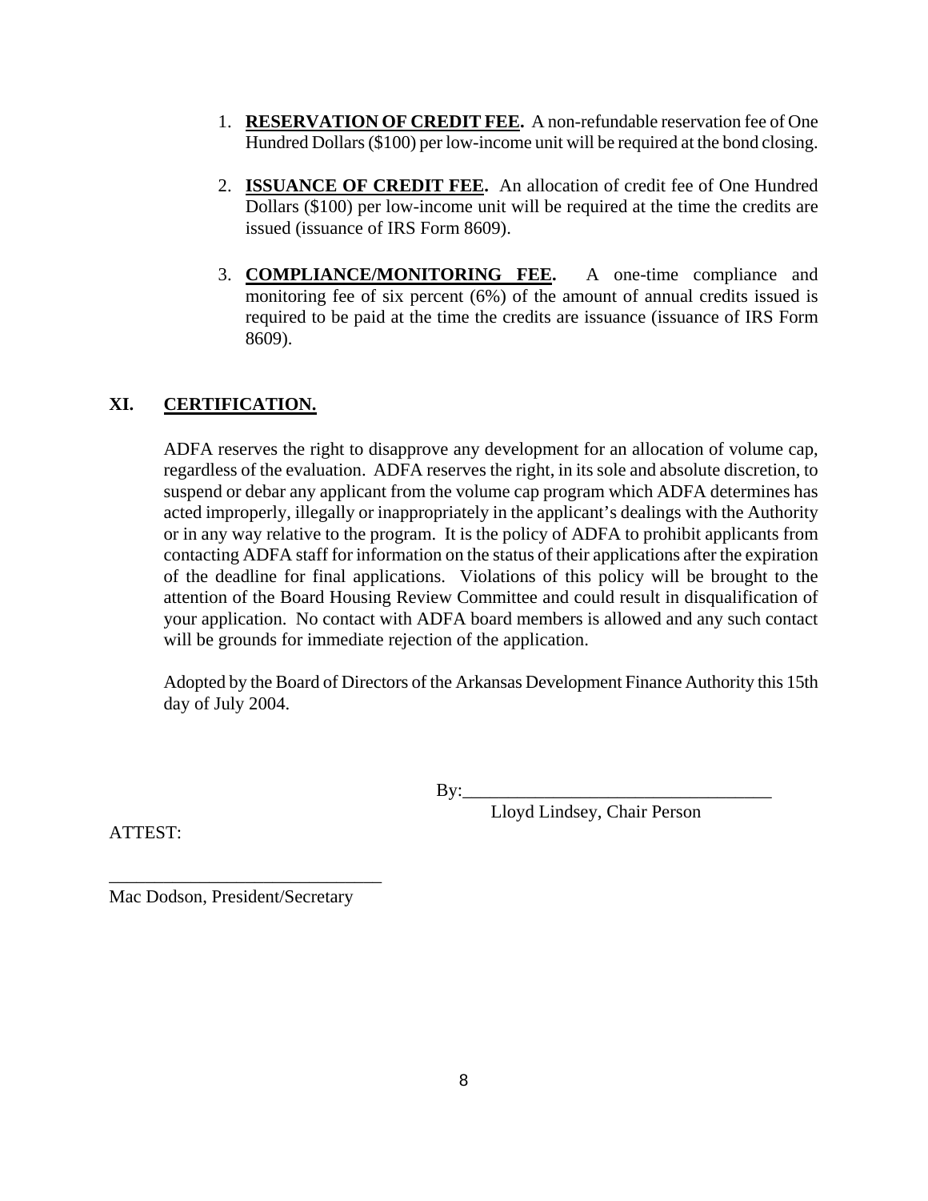1. **RESERVATION OF CREDIT FEE.** A non-refundable reservation fee of One Hundred Dollars ($100) per low-income unit will be required at the bond closing.

2. **ISSUANCE OF CREDIT FEE.** An allocation of credit fee of One Hundred Dollars ($100) per low-income unit will be required at the time the credits are issued (issuance of IRS Form 8609).

3. **COMPLIANCE/MONITORING FEE.** A one-time compliance and monitoring fee of six percent (6%) of the amount of annual credits issued is required to be paid at the time the credits are issuance (issuance of IRS Form 8609).

## XI. CERTIFICATION.

ADFA reserves the right to disapprove any development for an allocation of volume cap, regardless of the evaluation. ADFA reserves the right, in its sole and absolute discretion, to suspend or debar any applicant from the volume cap program which ADFA determines has acted improperly, illegally or inappropriately in the applicant's dealings with the Authority or in any way relative to the program. It is the policy of ADFA to prohibit applicants from contacting ADFA staff for information on the status of their applications after the expiration of the deadline for final applications. Violations of this policy will be brought to the attention of the Board Housing Review Committee and could result in disqualification of your application. No contact with ADFA board members is allowed and any such contact will be grounds for immediate rejection of the application.

Adopted by the Board of Directors of the Arkansas Development Finance Authority this 15th day of July 2004.

By:_________________________________
Lloyd Lindsey, Chair Person

ATTEST:

______________________________
Mac Dodson, President/Secretary